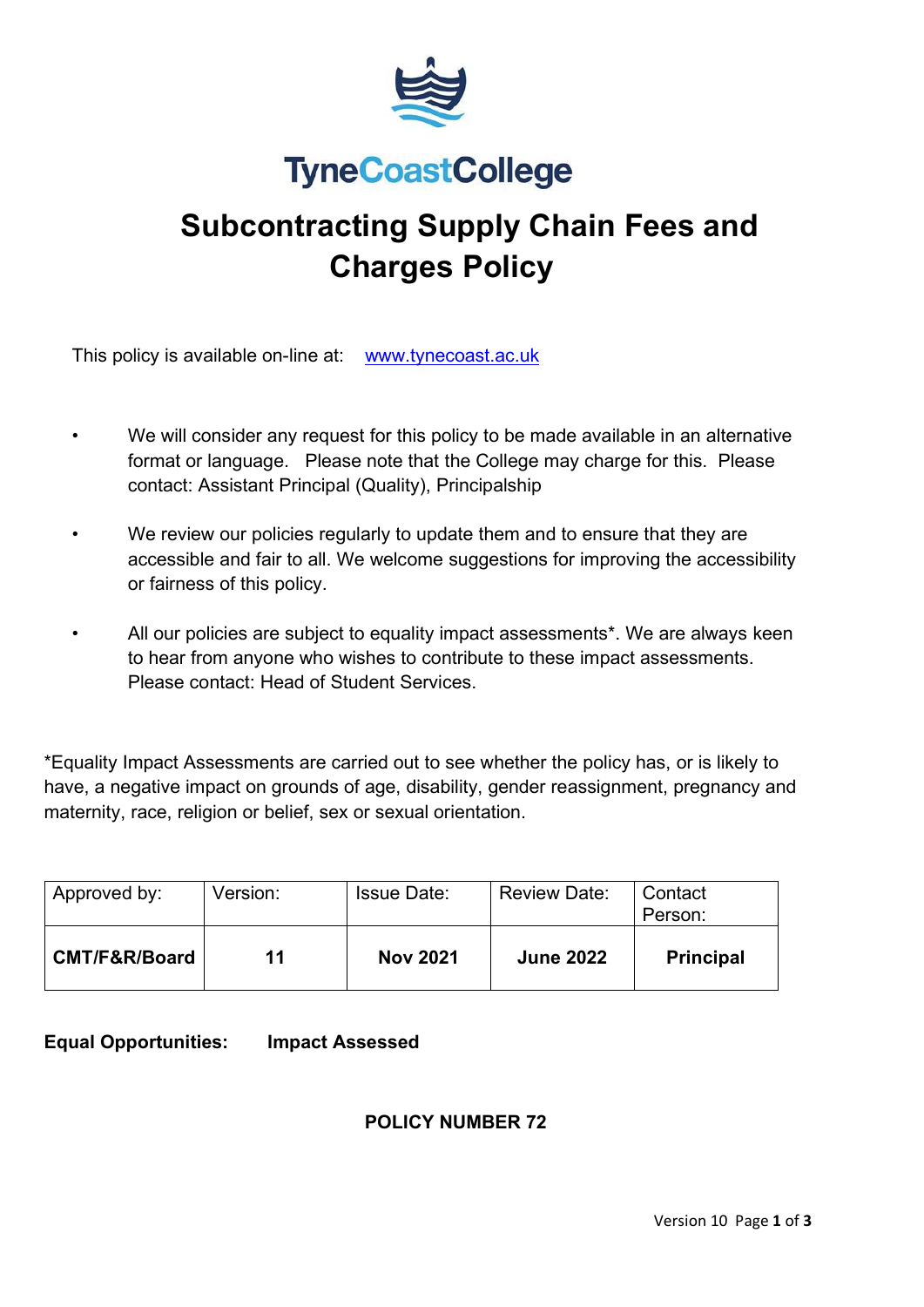TyneCoastCollege

# Subcontracting Supply Chain Fees and Charges Policy

This policy is available on-line at: [www.tynecoast.ac.uk](http://www.tynecoast.ac.uk)

- We will consider any request for this policy to be made available in an alternative format or language. Please note that the College may charge for this. Please contact: Assistant Principal (Quality), Principalship
- We review our policies regularly to update them and to ensure that they are accessible and fair to all. We welcome suggestions for improving the accessibility or fairness of this policy.
- All our policies are subject to equality impact assessments*. We are always keen to hear from anyone who wishes to contribute to these impact assessments. Please contact: Head of Student Services.

*Equality Impact Assessments are carried out to see whether the policy has, or is likely to have, a negative impact on grounds of age, disability, gender reassignment, pregnancy and maternity, race, religion or belief, sex or sexual orientation.

| Approved by: | Version: | Issue Date: | Review Date: | Contact Person: |
|---|---|---|---|---|
| **CMT/F&R/Board** | **11** | **Nov 2021** | **June 2022** | **Principal** |

**Equal Opportunities: Impact Assessed**

**POLICY NUMBER 72**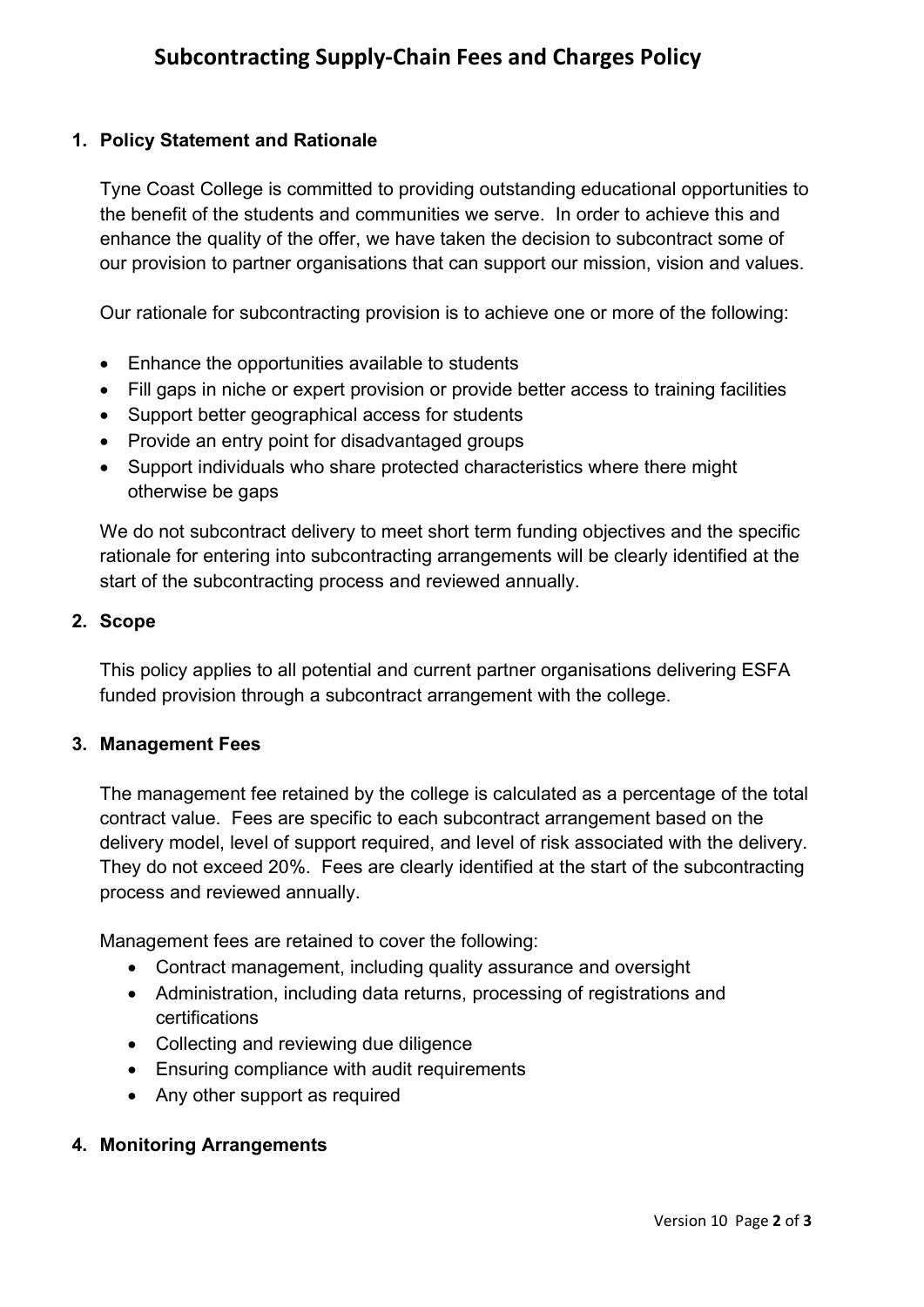# Subcontracting Supply-Chain Fees and Charges Policy

## 1. Policy Statement and Rationale

Tyne Coast College is committed to providing outstanding educational opportunities to the benefit of the students and communities we serve. In order to achieve this and enhance the quality of the offer, we have taken the decision to subcontract some of our provision to partner organisations that can support our mission, vision and values.

Our rationale for subcontracting provision is to achieve one or more of the following:

- Enhance the opportunities available to students
- Fill gaps in niche or expert provision or provide better access to training facilities
- Support better geographical access for students
- Provide an entry point for disadvantaged groups
- Support individuals who share protected characteristics where there might otherwise be gaps

We do not subcontract delivery to meet short term funding objectives and the specific rationale for entering into subcontracting arrangements will be clearly identified at the start of the subcontracting process and reviewed annually.

## 2. Scope

This policy applies to all potential and current partner organisations delivering ESFA funded provision through a subcontract arrangement with the college.

## 3. Management Fees

The management fee retained by the college is calculated as a percentage of the total contract value. Fees are specific to each subcontract arrangement based on the delivery model, level of support required, and level of risk associated with the delivery. They do not exceed 20%. Fees are clearly identified at the start of the subcontracting process and reviewed annually.

Management fees are retained to cover the following:

- Contract management, including quality assurance and oversight
- Administration, including data returns, processing of registrations and certifications
- Collecting and reviewing due diligence
- Ensuring compliance with audit requirements
- Any other support as required

## 4. Monitoring Arrangements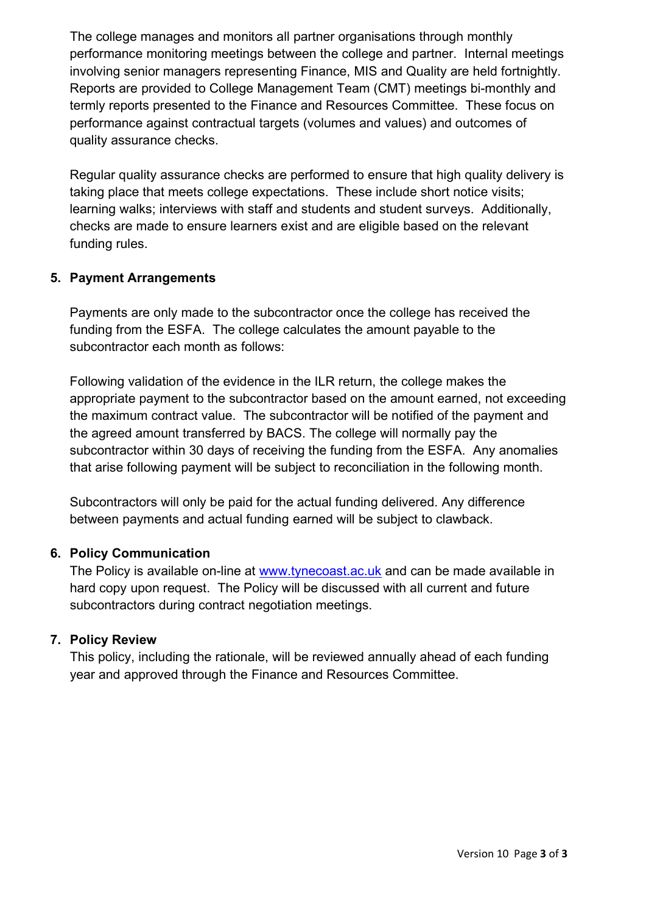The college manages and monitors all partner organisations through monthly performance monitoring meetings between the college and partner. Internal meetings involving senior managers representing Finance, MIS and Quality are held fortnightly. Reports are provided to College Management Team (CMT) meetings bi-monthly and termly reports presented to the Finance and Resources Committee. These focus on performance against contractual targets (volumes and values) and outcomes of quality assurance checks.

Regular quality assurance checks are performed to ensure that high quality delivery is taking place that meets college expectations. These include short notice visits; learning walks; interviews with staff and students and student surveys. Additionally, checks are made to ensure learners exist and are eligible based on the relevant funding rules.

## 5. Payment Arrangements

Payments are only made to the subcontractor once the college has received the funding from the ESFA. The college calculates the amount payable to the subcontractor each month as follows:

Following validation of the evidence in the ILR return, the college makes the appropriate payment to the subcontractor based on the amount earned, not exceeding the maximum contract value. The subcontractor will be notified of the payment and the agreed amount transferred by BACS. The college will normally pay the subcontractor within 30 days of receiving the funding from the ESFA. Any anomalies that arise following payment will be subject to reconciliation in the following month.

Subcontractors will only be paid for the actual funding delivered. Any difference between payments and actual funding earned will be subject to clawback.

## 6. Policy Communication

The Policy is available on-line at [www.tynecoast.ac.uk](http://www.tynecoast.ac.uk) and can be made available in hard copy upon request. The Policy will be discussed with all current and future subcontractors during contract negotiation meetings.

## 7. Policy Review

This policy, including the rationale, will be reviewed annually ahead of each funding year and approved through the Finance and Resources Committee.